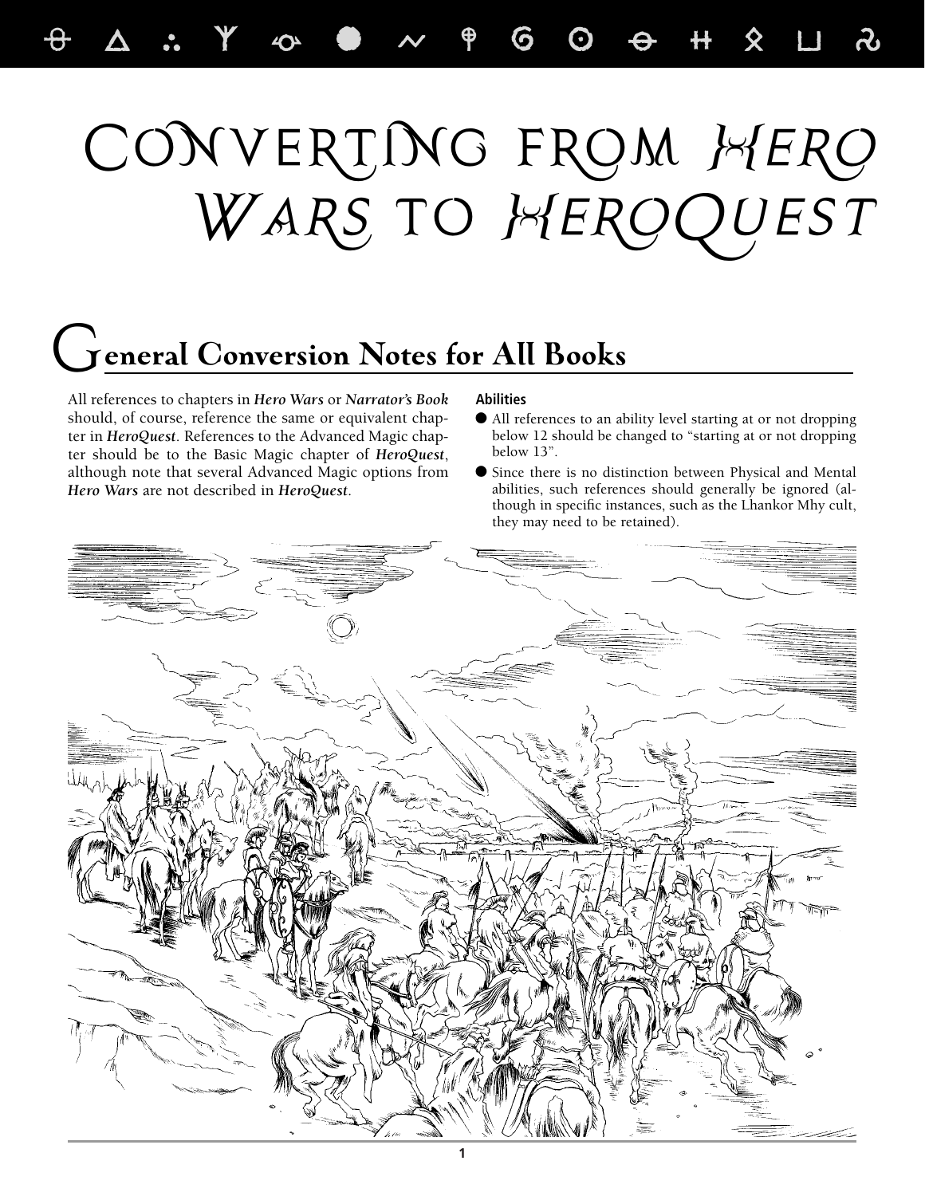# Converting from *Hero Wars* to *HeroQuest*

## General Conversion Notes for All Books

All references to chapters in ***Hero Wars*** or ***Narrator's Book*** should, of course, reference the same or equivalent chapter in ***HeroQuest***. References to the Advanced Magic chapter should be to the Basic Magic chapter of ***HeroQuest***, although note that several Advanced Magic options from ***Hero Wars*** are not described in ***HeroQuest***.

**Abilities**

- All references to an ability level starting at or not dropping below 12 should be changed to "starting at or not dropping below 13".
- Since there is no distinction between Physical and Mental abilities, such references should generally be ignored (although in specific instances, such as the Lhankor Mhy cult, they may need to be retained).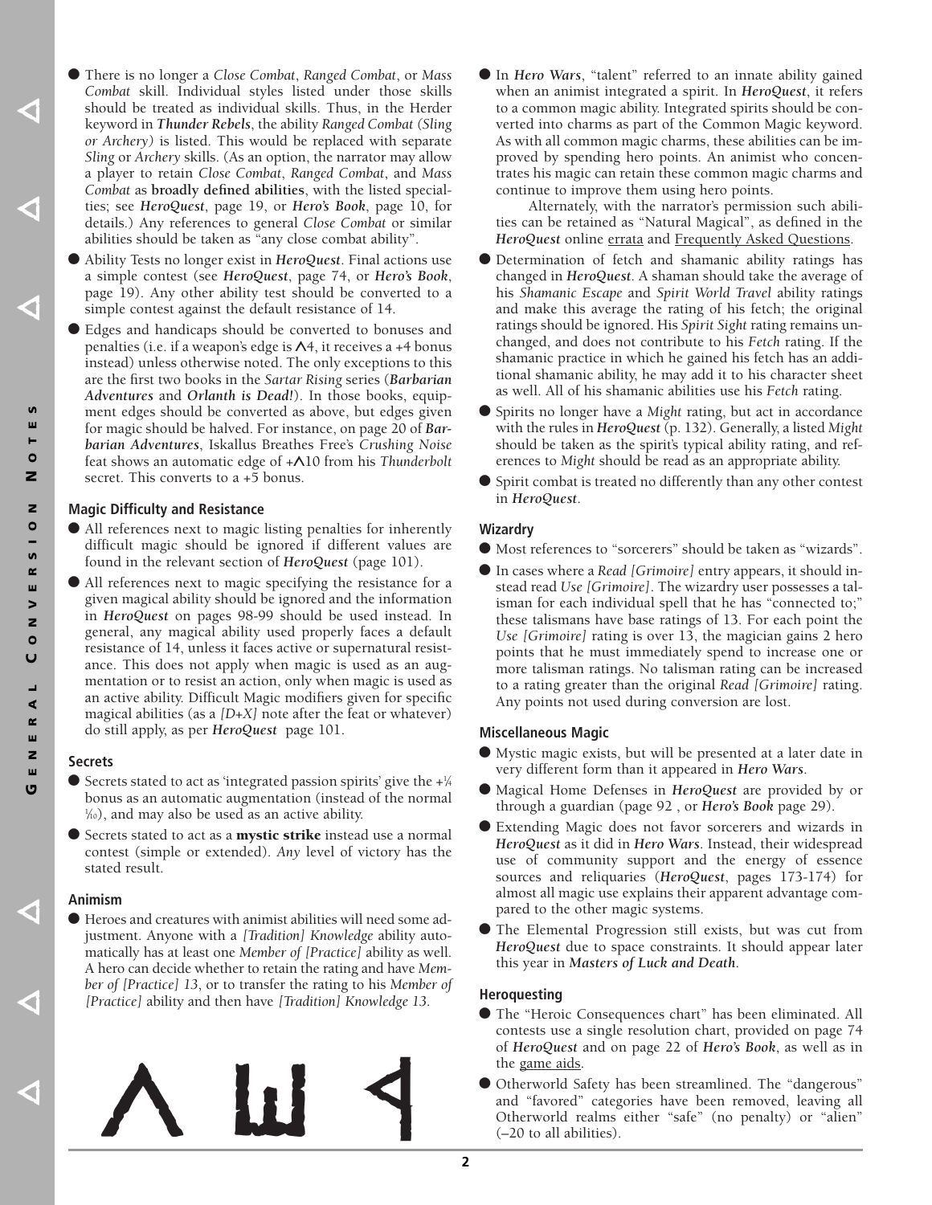- There is no longer a *Close Combat*, *Ranged Combat*, or *Mass Combat* skill. Individual styles listed under those skills should be treated as individual skills. Thus, in the Herder keyword in ***Thunder Rebels***, the ability *Ranged Combat (Sling or Archery)* is listed. This would be replaced with separate *Sling* or *Archery* skills. (As an option, the narrator may allow a player to retain *Close Combat*, *Ranged Combat*, and *Mass Combat* as **broadly defined abilities**, with the listed specialties; see ***HeroQuest***, page 19, or ***Hero's Book***, page 10, for details.) Any references to general *Close Combat* or similar abilities should be taken as "any close combat ability".
- Ability Tests no longer exist in ***HeroQuest***. Final actions use a simple contest (see ***HeroQuest***, page 74, or ***Hero's Book***, page 19). Any other ability test should be converted to a simple contest against the default resistance of 14.
- Edges and handicaps should be converted to bonuses and penalties (i.e. if a weapon's edge is ⋀4, it receives a +4 bonus instead) unless otherwise noted. The only exceptions to this are the first two books in the *Sartar Rising* series (***Barbarian Adventures*** and ***Orlanth is Dead!***). In those books, equipment edges should be converted as above, but edges given for magic should be halved. For instance, on page 20 of ***Barbarian Adventures***, Iskallus Breathes Free's *Crushing Noise* feat shows an automatic edge of +⋀10 from his *Thunderbolt* secret. This converts to a +5 bonus.

### Magic Difficulty and Resistance

- All references next to magic listing penalties for inherently difficult magic should be ignored if different values are found in the relevant section of ***HeroQuest*** (page 101).
- All references next to magic specifying the resistance for a given magical ability should be ignored and the information in ***HeroQuest*** on pages 98-99 should be used instead. In general, any magical ability used properly faces a default resistance of 14, unless it faces active or supernatural resistance. This does not apply when magic is used as an augmentation or to resist an action, only when magic is used as an active ability. Difficult Magic modifiers given for specific magical abilities (as a *[D+X]* note after the feat or whatever) do still apply, as per ***HeroQuest*** page 101.

### Secrets

- Secrets stated to act as 'integrated passion spirits' give the +¼ bonus as an automatic augmentation (instead of the normal 1/10), and may also be used as an active ability.
- Secrets stated to act as a **mystic strike** instead use a normal contest (simple or extended). *Any* level of victory has the stated result.

### Animism

- Heroes and creatures with animist abilities will need some adjustment. Anyone with a *[Tradition] Knowledge* ability automatically has at least one *Member of [Practice]* ability as well. A hero can decide whether to retain the rating and have *Member of [Practice] 13*, or to transfer the rating to his *Member of [Practice]* ability and then have *[Tradition] Knowledge 13*.
- In ***Hero Wars***, "talent" referred to an innate ability gained when an animist integrated a spirit. In ***HeroQuest***, it refers to a common magic ability. Integrated spirits should be converted into charms as part of the Common Magic keyword. As with all common magic charms, these abilities can be improved by spending hero points. An animist who concentrates his magic can retain these common magic charms and continue to improve them using hero points.

  Alternately, with the narrator's permission such abilities can be retained as "Natural Magical", as defined in the ***HeroQuest*** online errata and Frequently Asked Questions.
- Determination of fetch and shamanic ability ratings has changed in ***HeroQuest***. A shaman should take the average of his *Shamanic Escape* and *Spirit World Travel* ability ratings and make this average the rating of his fetch; the original ratings should be ignored. His *Spirit Sight* rating remains unchanged, and does not contribute to his *Fetch* rating. If the shamanic practice in which he gained his fetch has an additional shamanic ability, he may add it to his character sheet as well. All of his shamanic abilities use his *Fetch* rating.
- Spirits no longer have a *Might* rating, but act in accordance with the rules in ***HeroQuest*** (p. 132). Generally, a listed *Might* should be taken as the spirit's typical ability rating, and references to *Might* should be read as an appropriate ability.
- Spirit combat is treated no differently than any other contest in ***HeroQuest***.

### Wizardry

- Most references to "sorcerers" should be taken as "wizards".
- In cases where a *Read [Grimoire]* entry appears, it should instead read *Use [Grimoire]*. The wizardry user possesses a talisman for each individual spell that he has "connected to;" these talismans have base ratings of 13. For each point the *Use [Grimoire]* rating is over 13, the magician gains 2 hero points that he must immediately spend to increase one or more talisman ratings. No talisman rating can be increased to a rating greater than the original *Read [Grimoire]* rating. Any points not used during conversion are lost.

### Miscellaneous Magic

- Mystic magic exists, but will be presented at a later date in very different form than it appeared in ***Hero Wars***.
- Magical Home Defenses in ***HeroQuest*** are provided by or through a guardian (page 92 , or ***Hero's Book*** page 29).
- Extending Magic does not favor sorcerers and wizards in ***HeroQuest*** as it did in ***Hero Wars***. Instead, their widespread use of community support and the energy of essence sources and reliquaries (***HeroQuest***, pages 173-174) for almost all magic use explains their apparent advantage compared to the other magic systems.
- The Elemental Progression still exists, but was cut from ***HeroQuest*** due to space constraints. It should appear later this year in ***Masters of Luck and Death***.

### Heroquesting

- The "Heroic Consequences chart" has been eliminated. All contests use a single resolution chart, provided on page 74 of ***HeroQuest*** and on page 22 of ***Hero's Book***, as well as in the game aids.
- Otherworld Safety has been streamlined. The "dangerous" and "favored" categories have been removed, leaving all Otherworld realms either "safe" (no penalty) or "alien" (–20 to all abilities).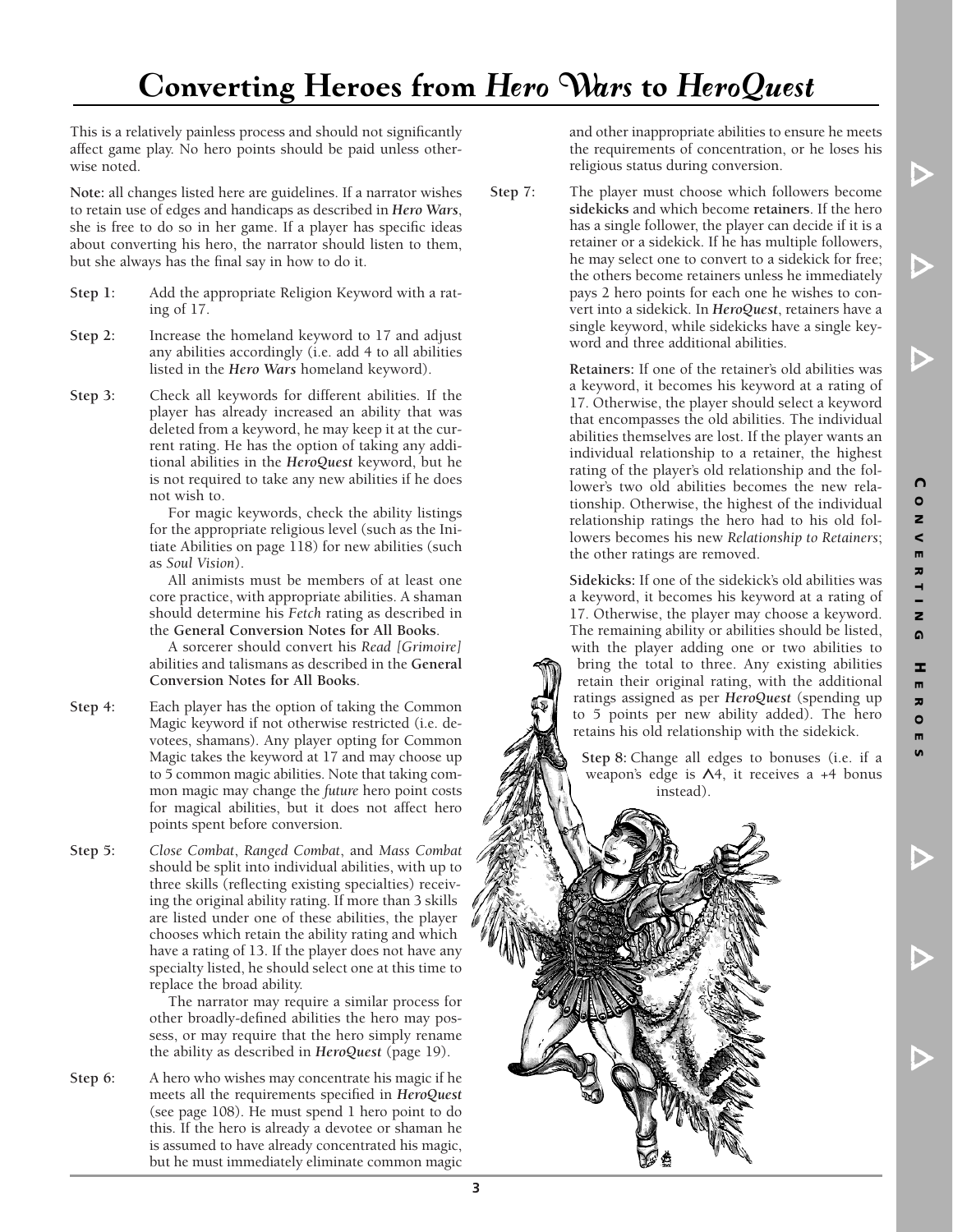# Converting Heroes from *Hero Wars* to *HeroQuest*

This is a relatively painless process and should not significantly affect game play. No hero points should be paid unless otherwise noted.

**Note:** all changes listed here are guidelines. If a narrator wishes to retain use of edges and handicaps as described in ***Hero Wars***, she is free to do so in her game. If a player has specific ideas about converting his hero, the narrator should listen to them, but she always has the final say in how to do it.

**Step 1:** Add the appropriate Religion Keyword with a rating of 17.

**Step 2:** Increase the homeland keyword to 17 and adjust any abilities accordingly (i.e. add 4 to all abilities listed in the ***Hero Wars*** homeland keyword).

**Step 3:** Check all keywords for different abilities. If the player has already increased an ability that was deleted from a keyword, he may keep it at the current rating. He has the option of taking any additional abilities in the ***HeroQuest*** keyword, but he is not required to take any new abilities if he does not wish to.

For magic keywords, check the ability listings for the appropriate religious level (such as the Initiate Abilities on page 118) for new abilities (such as *Soul Vision*).

All animists must be members of at least one core practice, with appropriate abilities. A shaman should determine his *Fetch* rating as described in the **General Conversion Notes for All Books**.

A sorcerer should convert his *Read [Grimoire]* abilities and talismans as described in the **General Conversion Notes for All Books**.

**Step 4:** Each player has the option of taking the Common Magic keyword if not otherwise restricted (i.e. devotees, shamans). Any player opting for Common Magic takes the keyword at 17 and may choose up to 5 common magic abilities. Note that taking common magic may change the *future* hero point costs for magical abilities, but it does not affect hero points spent before conversion.

**Step 5:** *Close Combat*, *Ranged Combat*, and *Mass Combat* should be split into individual abilities, with up to three skills (reflecting existing specialties) receiving the original ability rating. If more than 3 skills are listed under one of these abilities, the player chooses which retain the ability rating and which have a rating of 13. If the player does not have any specialty listed, he should select one at this time to replace the broad ability.

The narrator may require a similar process for other broadly-defined abilities the hero may possess, or may require that the hero simply rename the ability as described in ***HeroQuest*** (page 19).

**Step 6:** A hero who wishes may concentrate his magic if he meets all the requirements specified in ***HeroQuest*** (see page 108). He must spend 1 hero point to do this. If the hero is already a devotee or shaman he is assumed to have already concentrated his magic, but he must immediately eliminate common magic and other inappropriate abilities to ensure he meets the requirements of concentration, or he loses his religious status during conversion.

**Step 7:** The player must choose which followers become **sidekicks** and which become **retainers**. If the hero has a single follower, the player can decide if it is a retainer or a sidekick. If he has multiple followers, he may select one to convert to a sidekick for free; the others become retainers unless he immediately pays 2 hero points for each one he wishes to convert into a sidekick. In ***HeroQuest***, retainers have a single keyword, while sidekicks have a single keyword and three additional abilities.

**Retainers:** If one of the retainer's old abilities was a keyword, it becomes his keyword at a rating of 17. Otherwise, the player should select a keyword that encompasses the old abilities. The individual abilities themselves are lost. If the player wants an individual relationship to a retainer, the highest rating of the player's old relationship and the follower's two old abilities becomes the new relationship. Otherwise, the highest of the individual relationship ratings the hero had to his old followers becomes his new *Relationship to Retainers*; the other ratings are removed.

**Sidekicks:** If one of the sidekick's old abilities was a keyword, it becomes his keyword at a rating of 17. Otherwise, the player may choose a keyword. The remaining ability or abilities should be listed, with the player adding one or two abilities to bring the total to three. Any existing abilities retain their original rating, with the additional ratings assigned as per ***HeroQuest*** (spending up to 5 points per new ability added). The hero retains his old relationship with the sidekick.

**Step 8:** Change all edges to bonuses (i.e. if a weapon's edge is ⋀4, it receives a +4 bonus instead).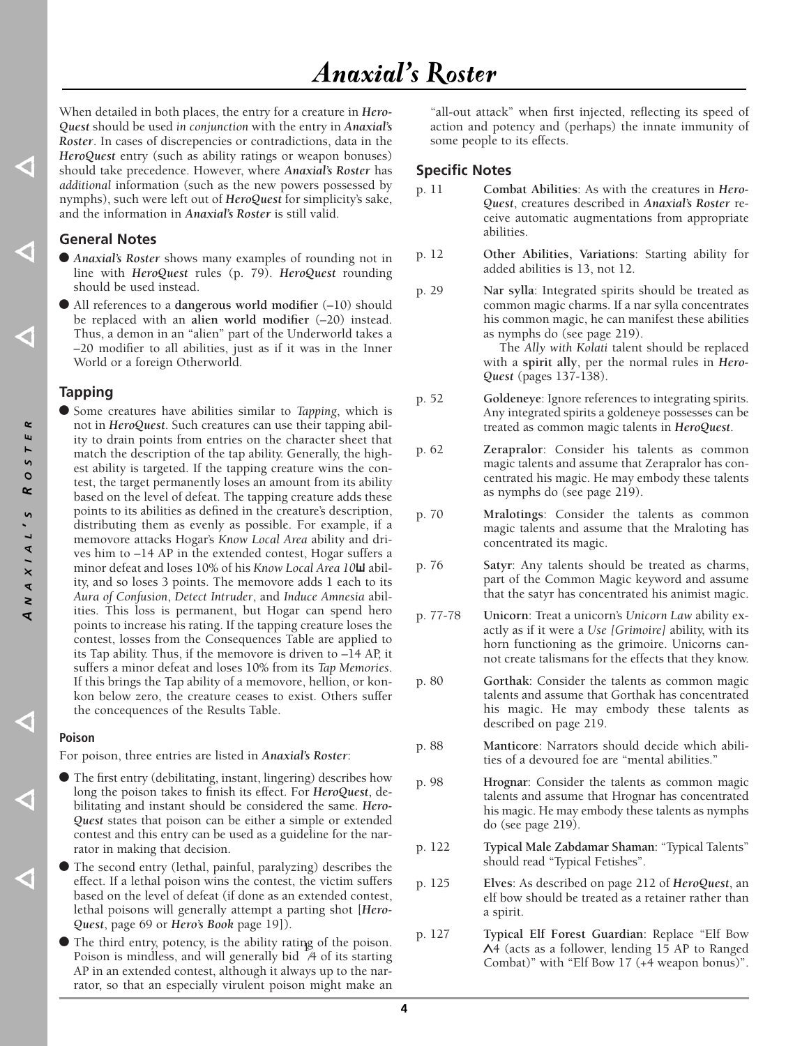# Anaxial's Roster

When detailed in both places, the entry for a creature in ***HeroQuest*** should be used *in conjunction* with the entry in ***Anaxial's Roster***. In cases of discrepancies or contradictions, data in the ***HeroQuest*** entry (such as ability ratings or weapon bonuses) should take precedence. However, where ***Anaxial's Roster*** has *additional* information (such as the new powers possessed by nymphs), such were left out of ***HeroQuest*** for simplicity's sake, and the information in ***Anaxial's Roster*** is still valid.

## General Notes

- ***Anaxial's Roster*** shows many examples of rounding not in line with ***HeroQuest*** rules (p. 79). ***HeroQuest*** rounding should be used instead.
- All references to a **dangerous world modifier** (–10) should be replaced with an **alien world modifier** (–20) instead. Thus, a demon in an "alien" part of the Underworld takes a –20 modifier to all abilities, just as if it was in the Inner World or a foreign Otherworld.

## Tapping

- Some creatures have abilities similar to *Tapping*, which is not in ***HeroQuest***. Such creatures can use their tapping ability to drain points from entries on the character sheet that match the description of the tap ability. Generally, the highest ability is targeted. If the tapping creature wins the contest, the target permanently loses an amount from its ability based on the level of defeat. The tapping creature adds these points to its abilities as defined in the creature's description, distributing them as evenly as possible. For example, if a memovore attacks Hogar's *Know Local Area* ability and drives him to –14 AP in the extended contest, Hogar suffers a minor defeat and loses 10% of his *Know Local Area 10*Ш ability, and so loses 3 points. The memovore adds 1 each to its *Aura of Confusion*, *Detect Intruder*, and *Induce Amnesia* abilities. This loss is permanent, but Hogar can spend hero points to increase his rating. If the tapping creature loses the contest, losses from the Consequences Table are applied to its Tap ability. Thus, if the memovore is driven to –14 AP, it suffers a minor defeat and loses 10% from its *Tap Memories*. If this brings the Tap ability of a memovore, hellion, or konkon below zero, the creature ceases to exist. Others suffer the concequences of the Results Table.

### Poison

For poison, three entries are listed in ***Anaxial's Roster***:

- The first entry (debilitating, instant, lingering) describes how long the poison takes to finish its effect. For ***HeroQuest***, debilitating and instant should be considered the same. ***HeroQuest*** states that poison can be either a simple or extended contest and this entry can be used as a guideline for the narrator in making that decision.
- The second entry (lethal, painful, paralyzing) describes the effect. If a lethal poison wins the contest, the victim suffers based on the level of defeat (if done as an extended contest, lethal poisons will generally attempt a parting shot [***HeroQuest***, page 69 or ***Hero's Book*** page 19]).
- The third entry, potency, is the ability rating of the poison. Poison is mindless, and will generally bid 1/4 of its starting AP in an extended contest, although it always up to the narrator, so that an especially virulent poison might make an "all-out attack" when first injected, reflecting its speed of action and potency and (perhaps) the innate immunity of some people to its effects.

## Specific Notes

| | |
|---|---|
| p. 11 | **Combat Abilities**: As with the creatures in ***HeroQuest***, creatures described in ***Anaxial's Roster*** receive automatic augmentations from appropriate abilities. |
| p. 12 | **Other Abilities, Variations**: Starting ability for added abilities is 13, not 12. |
| p. 29 | **Nar sylla**: Integrated spirits should be treated as common magic charms. If a nar sylla concentrates his common magic, he can manifest these abilities as nymphs do (see page 219). The *Ally with Kolati* talent should be replaced with a **spirit ally**, per the normal rules in ***HeroQuest*** (pages 137-138). |
| p. 52 | **Goldeneye**: Ignore references to integrating spirits. Any integrated spirits a goldeneye possesses can be treated as common magic talents in ***HeroQuest***. |
| p. 62 | **Zerapralor**: Consider his talents as common magic talents and assume that Zerapralor has concentrated his magic. He may embody these talents as nymphs do (see page 219). |
| p. 70 | **Mralotings**: Consider the talents as common magic talents and assume that the Mraloting has concentrated its magic. |
| p. 76 | **Satyr**: Any talents should be treated as charms, part of the Common Magic keyword and assume that the satyr has concentrated his animist magic. |
| p. 77-78 | **Unicorn**: Treat a unicorn's *Unicorn Law* ability exactly as if it were a *Use [Grimoire]* ability, with its horn functioning as the grimoire. Unicorns cannot create talismans for the effects that they know. |
| p. 80 | **Gorthak**: Consider the talents as common magic talents and assume that Gorthak has concentrated his magic. He may embody these talents as described on page 219. |
| p. 88 | **Manticore**: Narrators should decide which abilities of a devoured foe are "mental abilities." |
| p. 98 | **Hrognar**: Consider the talents as common magic talents and assume that Hrognar has concentrated his magic. He may embody these talents as nymphs do (see page 219). |
| p. 122 | **Typical Male Zabdamar Shaman**: "Typical Talents" should read "Typical Fetishes". |
| p. 125 | **Elves**: As described on page 212 of ***HeroQuest***, an elf bow should be treated as a retainer rather than a spirit. |
| p. 127 | **Typical Elf Forest Guardian**: Replace "Elf Bow Ш4 (acts as a follower, lending 15 AP to Ranged Combat)" with "Elf Bow 17 (+4 weapon bonus)". |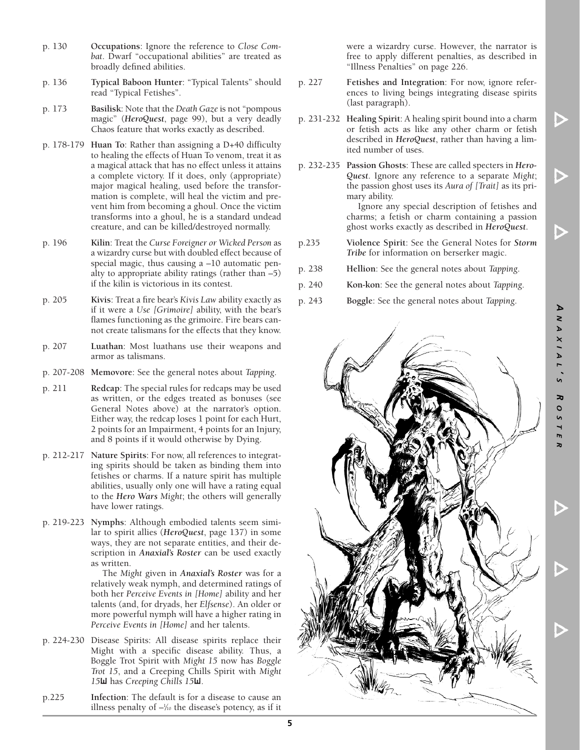p. 130 **Occupations**: Ignore the reference to *Close Combat*. Dwarf "occupational abilities" are treated as broadly defined abilities.

p. 136 **Typical Baboon Hunter**: "Typical Talents" should read "Typical Fetishes".

p. 173 **Basilisk**: Note that the *Death Gaze* is not "pompous magic" (***HeroQuest***, page 99), but a very deadly Chaos feature that works exactly as described.

p. 178-179 **Huan To**: Rather than assigning a D+40 difficulty to healing the effects of Huan To venom, treat it as a magical attack that has no effect unless it attains a complete victory. If it does, only (appropriate) major magical healing, used before the transformation is complete, will heal the victim and prevent him from becoming a ghoul. Once the victim transforms into a ghoul, he is a standard undead creature, and can be killed/destroyed normally.

p. 196 **Kilin**: Treat the *Curse Foreigner or Wicked Person* as a wizardry curse but with doubled effect because of special magic, thus causing a –10 automatic penalty to appropriate ability ratings (rather than –5) if the kilin is victorious in its contest.

p. 205 **Kivis**: Treat a fire bear's *Kivis Law* ability exactly as if it were a *Use [Grimoire]* ability, with the bear's flames functioning as the grimoire. Fire bears cannot create talismans for the effects that they know.

p. 207 **Luathan**: Most luathans use their weapons and armor as talismans.

p. 207-208 **Memovore**: See the general notes about *Tapping*.

p. 211 **Redcap**: The special rules for redcaps may be used as written, or the edges treated as bonuses (see General Notes above) at the narrator's option. Either way, the redcap loses 1 point for each Hurt, 2 points for an Impairment, 4 points for an Injury, and 8 points if it would otherwise by Dying.

p. 212-217 **Nature Spirits**: For now, all references to integrating spirits should be taken as binding them into fetishes or charms. If a nature spirit has multiple abilities, usually only one will have a rating equal to the ***Hero Wars*** *Might*; the others will generally have lower ratings.

p. 219-223 **Nymphs**: Although embodied talents seem similar to spirit allies (***HeroQuest***, page 137) in some ways, they are not separate entities, and their description in ***Anaxial's Roster*** can be used exactly as written.

The *Might* given in ***Anaxial's Roster*** was for a relatively weak nymph, and determined ratings of both her *Perceive Events in [Home]* ability and her talents (and, for dryads, her *Elfsense*). An older or more powerful nymph will have a higher rating in *Perceive Events in [Home]* and her talents.

p. 224-230 Disease Spirits: All disease spirits replace their Might with a specific disease ability. Thus, a Boggle Trot Spirit with *Might 15* now has *Boggle Trot 15*, and a Creeping Chills Spirit with *Might 15***Ш** has *Creeping Chills 15***Ш**.

p.225 **Infection**: The default is for a disease to cause an illness penalty of –1/10 the disease's potency, as if it were a wizardry curse. However, the narrator is free to apply different penalties, as described in "Illness Penalties" on page 226.

p. 227 **Fetishes and Integration**: For now, ignore references to living beings integrating disease spirits (last paragraph).

p. 231-232 **Healing Spirit**: A healing spirit bound into a charm or fetish acts as like any other charm or fetish described in ***HeroQuest***, rather than having a limited number of uses.

p. 232-235 **Passion Ghosts**: These are called specters in ***HeroQuest***. Ignore any reference to a separate *Might*; the passion ghost uses its *Aura of [Trait]* as its primary ability.

Ignore any special description of fetishes and charms; a fetish or charm containing a passion ghost works exactly as described in ***HeroQuest***.

p.235 **Violence Spirit**: See the General Notes for ***Storm Tribe*** for information on berserker magic.

p. 238 **Hellion**: See the general notes about *Tapping*.

p. 240 **Kon-kon**: See the general notes about *Tapping*.

p. 243 **Boggle**: See the general notes about *Tapping*.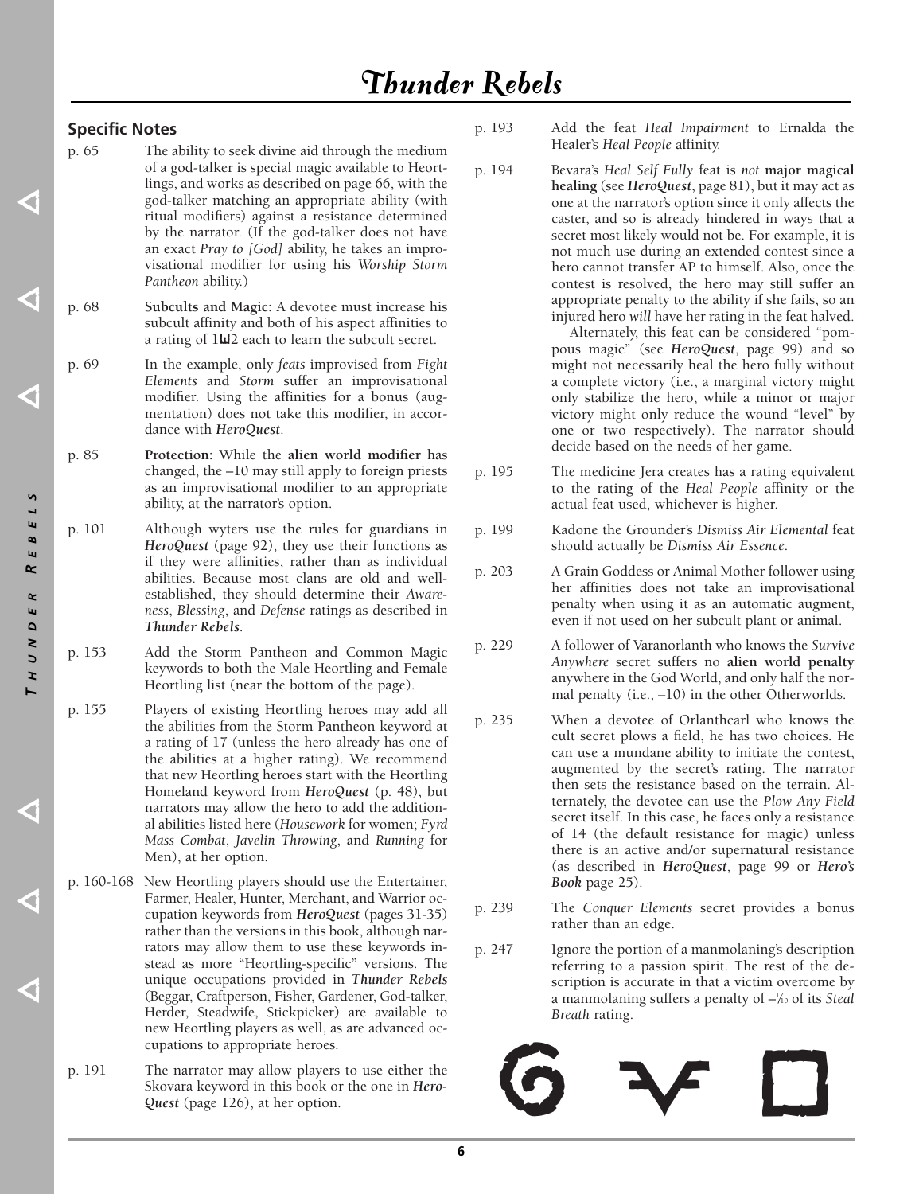## Specific Notes

p. 65 — The ability to seek divine aid through the medium of a god-talker is special magic available to Heortlings, and works as described on page 66, with the god-talker matching an appropriate ability (with ritual modifiers) against a resistance determined by the narrator. (If the god-talker does not have an exact *Pray to [God]* ability, he takes an improvisational modifier for using his *Worship Storm Pantheon* ability.)

p. 68 — **Subcults and Magic**: A devotee must increase his subcult affinity and both of his aspect affinities to a rating of 1Ш2 each to learn the subcult secret.

p. 69 — In the example, only *feats* improvised from *Fight Elements* and *Storm* suffer an improvisational modifier. Using the affinities for a bonus (augmentation) does not take this modifier, in accordance with ***HeroQuest***.

p. 85 — **Protection**: While the **alien world modifier** has changed, the –10 may still apply to foreign priests as an improvisational modifier to an appropriate ability, at the narrator's option.

p. 101 — Although wyters use the rules for guardians in ***HeroQuest*** (page 92), they use their functions as if they were affinities, rather than as individual abilities. Because most clans are old and well-established, they should determine their *Awareness*, *Blessing*, and *Defense* ratings as described in ***Thunder Rebels***.

p. 153 — Add the Storm Pantheon and Common Magic keywords to both the Male Heortling and Female Heortling list (near the bottom of the page).

p. 155 — Players of existing Heortling heroes may add all the abilities from the Storm Pantheon keyword at a rating of 17 (unless the hero already has one of the abilities at a higher rating). We recommend that new Heortling heroes start with the Heortling Homeland keyword from ***HeroQuest*** (p. 48), but narrators may allow the hero to add the additional abilities listed here (*Housework* for women; *Fyrd Mass Combat*, *Javelin Throwing*, and *Running* for Men), at her option.

p. 160-168 — New Heortling players should use the Entertainer, Farmer, Healer, Hunter, Merchant, and Warrior occupation keywords from ***HeroQuest*** (pages 31-35) rather than the versions in this book, although narrators may allow them to use these keywords instead as more "Heortling-specific" versions. The unique occupations provided in ***Thunder Rebels*** (Beggar, Craftperson, Fisher, Gardener, God-talker, Herder, Steadwife, Stickpicker) are available to new Heortling players as well, as are advanced occupations to appropriate heroes.

p. 191 — The narrator may allow players to use either the Skovara keyword in this book or the one in ***HeroQuest*** (page 126), at her option.

p. 193 — Add the feat *Heal Impairment* to Ernalda the Healer's *Heal People* affinity.

p. 194 — Bevara's *Heal Self Fully* feat is *not* **major magical healing** (see ***HeroQuest***, page 81), but it may act as one at the narrator's option since it only affects the caster, and so is already hindered in ways that a secret most likely would not be. For example, it is not much use during an extended contest since a hero cannot transfer AP to himself. Also, once the contest is resolved, the hero may still suffer an appropriate penalty to the ability if she fails, so an injured hero *will* have her rating in the feat halved.

Alternately, this feat can be considered "pompous magic" (see ***HeroQuest***, page 99) and so might not necessarily heal the hero fully without a complete victory (i.e., a marginal victory might only stabilize the hero, while a minor or major victory might only reduce the wound "level" by one or two respectively). The narrator should decide based on the needs of her game.

p. 195 — The medicine Jera creates has a rating equivalent to the rating of the *Heal People* affinity or the actual feat used, whichever is higher.

p. 199 — Kadone the Grounder's *Dismiss Air Elemental* feat should actually be *Dismiss Air Essence*.

p. 203 — A Grain Goddess or Animal Mother follower using her affinities does not take an improvisational penalty when using it as an automatic augment, even if not used on her subcult plant or animal.

p. 229 — A follower of Varanorlanth who knows the *Survive Anywhere* secret suffers no **alien world penalty** anywhere in the God World, and only half the normal penalty (i.e., –10) in the other Otherworlds.

p. 235 — When a devotee of Orlanthcarl who knows the cult secret plows a field, he has two choices. He can use a mundane ability to initiate the contest, augmented by the secret's rating. The narrator then sets the resistance based on the terrain. Alternately, the devotee can use the *Plow Any Field* secret itself. In this case, he faces only a resistance of 14 (the default resistance for magic) unless there is an active and/or supernatural resistance (as described in ***HeroQuest***, page 99 or ***Hero's Book*** page 25).

p. 239 — The *Conquer Elements* secret provides a bonus rather than an edge.

p. 247 — Ignore the portion of a manmolaning's description referring to a passion spirit. The rest of the description is accurate in that a victim overcome by a manmolaning suffers a penalty of –1/10 of its *Steal Breath* rating.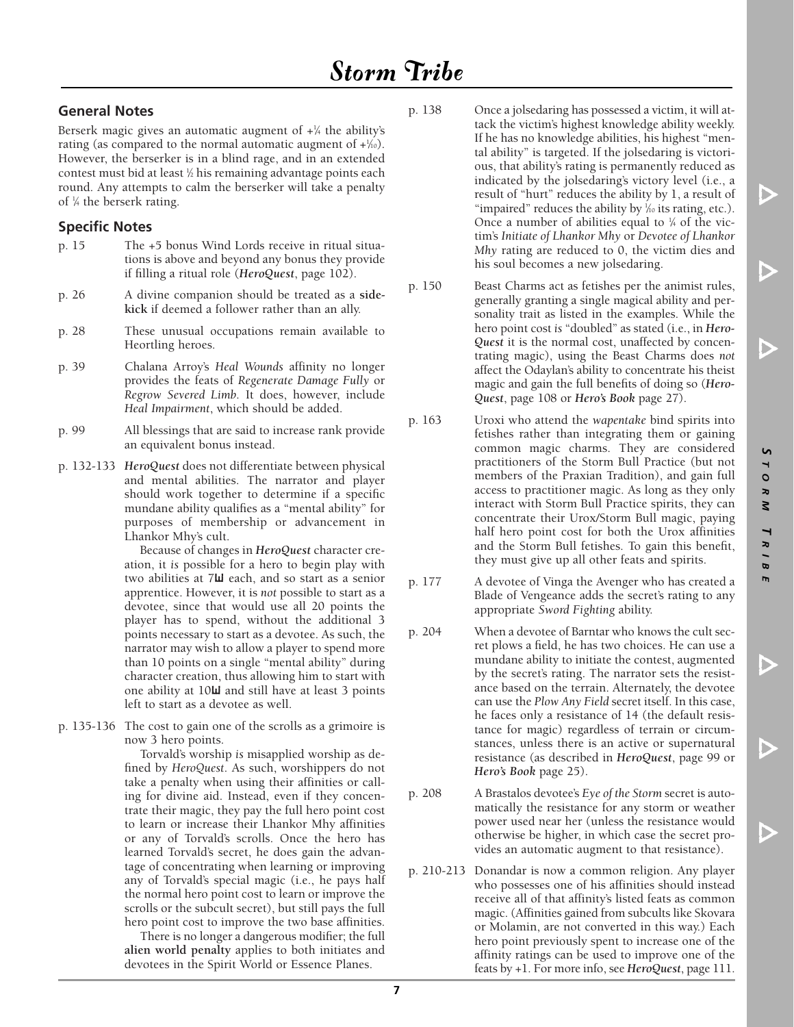# Storm Tribe

## General Notes

Berserk magic gives an automatic augment of +¼ the ability's rating (as compared to the normal automatic augment of +⅒). However, the berserker is in a blind rage, and in an extended contest must bid at least ½ his remaining advantage points each round. Any attempts to calm the berserker will take a penalty of ¼ the berserk rating.

## Specific Notes

p. 15 The +5 bonus Wind Lords receive in ritual situations is above and beyond any bonus they provide if filling a ritual role (***HeroQuest***, page 102).

p. 26 A divine companion should be treated as a **sidekick** if deemed a follower rather than an ally.

p. 28 These unusual occupations remain available to Heortling heroes.

p. 39 Chalana Arroy's *Heal Wounds* affinity no longer provides the feats of *Regenerate Damage Fully* or *Regrow Severed Limb*. It does, however, include *Heal Impairment*, which should be added.

p. 99 All blessings that are said to increase rank provide an equivalent bonus instead.

p. 132-133 ***HeroQuest*** does not differentiate between physical and mental abilities. The narrator and player should work together to determine if a specific mundane ability qualifies as a "mental ability" for purposes of membership or advancement in Lhankor Mhy's cult.

Because of changes in ***HeroQuest*** character creation, it *is* possible for a hero to begin play with two abilities at 7**Ш** each, and so start as a senior apprentice. However, it is *not* possible to start as a devotee, since that would use all 20 points the player has to spend, without the additional 3 points necessary to start as a devotee. As such, the narrator may wish to allow a player to spend more than 10 points on a single "mental ability" during character creation, thus allowing him to start with one ability at 10**Ш** and still have at least 3 points left to start as a devotee as well.

p. 135-136 The cost to gain one of the scrolls as a grimoire is now 3 hero points.

Torvald's worship *is* misapplied worship as defined by *HeroQuest*. As such, worshippers do not take a penalty when using their affinities or calling for divine aid. Instead, even if they concentrate their magic, they pay the full hero point cost to learn or increase their Lhankor Mhy affinities or any of Torvald's scrolls. Once the hero has learned Torvald's secret, he does gain the advantage of concentrating when learning or improving any of Torvald's special magic (i.e., he pays half the normal hero point cost to learn or improve the scrolls or the subcult secret), but still pays the full hero point cost to improve the two base affinities.

There is no longer a dangerous modifier; the full **alien world penalty** applies to both initiates and devotees in the Spirit World or Essence Planes.

p. 138 Once a jolsedaring has possessed a victim, it will attack the victim's highest knowledge ability weekly. If he has no knowledge abilities, his highest "mental ability" is targeted. If the jolsedaring is victorious, that ability's rating is permanently reduced as indicated by the jolsedaring's victory level (i.e., a result of "hurt" reduces the ability by 1, a result of "impaired" reduces the ability by ⅒ its rating, etc.). Once a number of abilities equal to ¼ of the victim's *Initiate of Lhankor Mhy* or *Devotee of Lhankor Mhy* rating are reduced to 0, the victim dies and his soul becomes a new jolsedaring.

p. 150 Beast Charms act as fetishes per the animist rules, generally granting a single magical ability and personality trait as listed in the examples. While the hero point cost *is* "doubled" as stated (i.e., in ***HeroQuest*** it is the normal cost, unaffected by concentrating magic), using the Beast Charms does *not* affect the Odaylan's ability to concentrate his theist magic and gain the full benefits of doing so (***HeroQuest***, page 108 or ***Hero's Book*** page 27).

p. 163 Uroxi who attend the *wapentake* bind spirits into fetishes rather than integrating them or gaining common magic charms. They are considered practitioners of the Storm Bull Practice (but not members of the Praxian Tradition), and gain full access to practitioner magic. As long as they only interact with Storm Bull Practice spirits, they can concentrate their Urox/Storm Bull magic, paying half hero point cost for both the Urox affinities and the Storm Bull fetishes. To gain this benefit, they must give up all other feats and spirits.

p. 177 A devotee of Vinga the Avenger who has created a Blade of Vengeance adds the secret's rating to any appropriate *Sword Fighting* ability.

p. 204 When a devotee of Barntar who knows the cult secret plows a field, he has two choices. He can use a mundane ability to initiate the contest, augmented by the secret's rating. The narrator sets the resistance based on the terrain. Alternately, the devotee can use the *Plow Any Field* secret itself. In this case, he faces only a resistance of 14 (the default resistance for magic) regardless of terrain or circumstances, unless there is an active or supernatural resistance (as described in ***HeroQuest***, page 99 or ***Hero's Book*** page 25).

p. 208 A Brastalos devotee's *Eye of the Storm* secret is automatically the resistance for any storm or weather power used near her (unless the resistance would otherwise be higher, in which case the secret provides an automatic augment to that resistance).

p. 210-213 Donandar is now a common religion. Any player who possesses one of his affinities should instead receive all of that affinity's listed feats as common magic. (Affinities gained from subcults like Skovara or Molamin, are not converted in this way.) Each hero point previously spent to increase one of the affinity ratings can be used to improve one of the feats by +1. For more info, see ***HeroQuest***, page 111.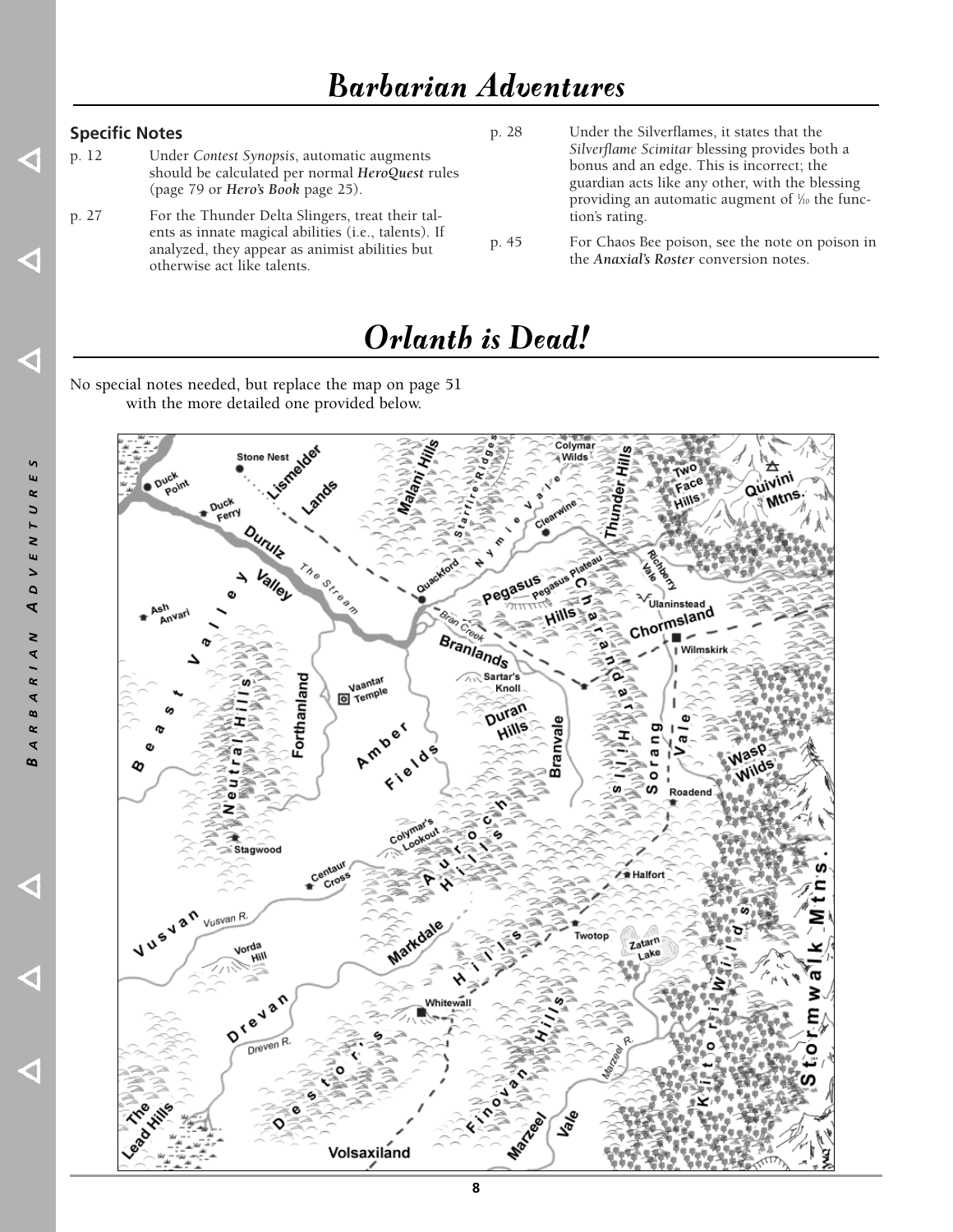# Barbarian Adventures

### Specific Notes

p. 12 — Under *Contest Synopsis*, automatic augments should be calculated per normal ***HeroQuest*** rules (page 79 or ***Hero's Book*** page 25).

p. 27 — For the Thunder Delta Slingers, treat their talents as innate magical abilities (i.e., talents). If analyzed, they appear as animist abilities but otherwise act like talents.

p. 28 — Under the Silverflames, it states that the *Silverflame Scimitar* blessing provides both a bonus and an edge. This is incorrect; the guardian acts like any other, with the blessing providing an automatic augment of 1/10 the function's rating.

p. 45 — For Chaos Bee poison, see the note on poison in the ***Anaxial's Roster*** conversion notes.

# Orlanth is Dead!

No special notes needed, but replace the map on page 51 with the more detailed one provided below.